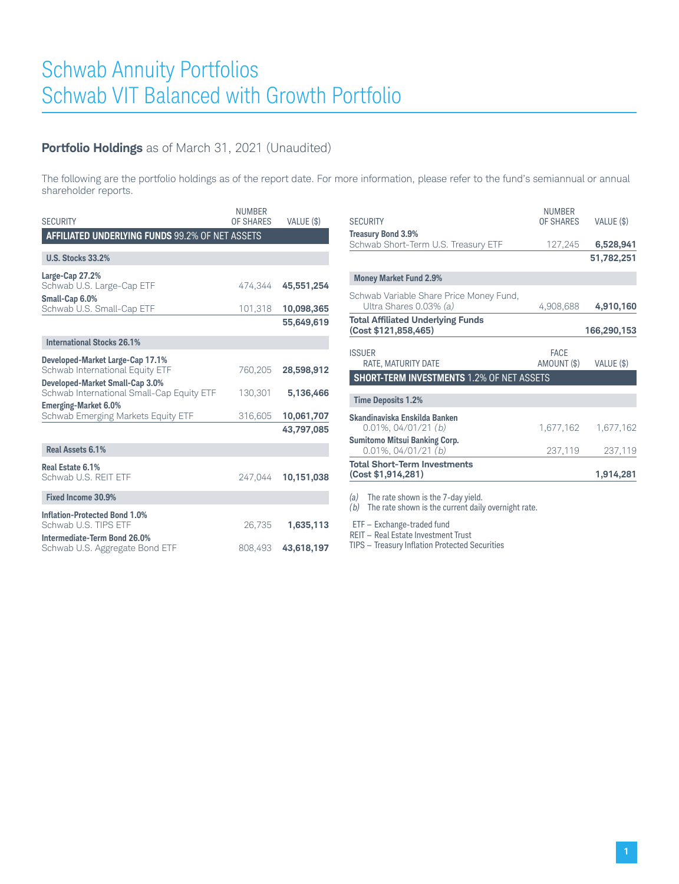# Schwab Annuity Portfolios
# Schwab VIT Balanced with Growth Portfolio

## **Portfolio Holdings** as of March 31, 2021 (Unaudited)

The following are the portfolio holdings as of the report date. For more information, please refer to the fund's semiannual or annual shareholder reports.

| SECURITY | NUMBER OF SHARES | VALUE ($) |
|---|---|---|
| **AFFILIATED UNDERLYING FUNDS 99.2% OF NET ASSETS** | | |
| **U.S. Stocks 33.2%** | | |
| **Large-Cap 27.2%** | | |
| Schwab U.S. Large-Cap ETF | 474,344 | **45,551,254** |
| **Small-Cap 6.0%** | | |
| Schwab U.S. Small-Cap ETF | 101,318 | **10,098,365** |
| | | **55,649,619** |
| **International Stocks 26.1%** | | |
| **Developed-Market Large-Cap 17.1%** | | |
| Schwab International Equity ETF | 760,205 | **28,598,912** |
| **Developed-Market Small-Cap 3.0%** | | |
| Schwab International Small-Cap Equity ETF | 130,301 | **5,136,466** |
| **Emerging-Market 6.0%** | | |
| Schwab Emerging Markets Equity ETF | 316,605 | **10,061,707** |
| | | **43,797,085** |
| **Real Assets 6.1%** | | |
| **Real Estate 6.1%** | | |
| Schwab U.S. REIT ETF | 247,044 | **10,151,038** |
| **Fixed Income 30.9%** | | |
| **Inflation-Protected Bond 1.0%** | | |
| Schwab U.S. TIPS ETF | 26,735 | **1,635,113** |
| **Intermediate-Term Bond 26.0%** | | |
| Schwab U.S. Aggregate Bond ETF | 808,493 | **43,618,197** |
| **Treasury Bond 3.9%** | | |
| Schwab Short-Term U.S. Treasury ETF | 127,245 | **6,528,941** |
| | | **51,782,251** |
| **Money Market Fund 2.9%** | | |
| Schwab Variable Share Price Money Fund, Ultra Shares 0.03% *(a)* | 4,908,688 | **4,910,160** |
| **Total Affiliated Underlying Funds (Cost $121,858,465)** | | **166,290,153** |

| ISSUER<br>RATE, MATURITY DATE | FACE AMOUNT ($) | VALUE ($) |
|---|---|---|
| **SHORT-TERM INVESTMENTS 1.2% OF NET ASSETS** | | |
| **Time Deposits 1.2%** | | |
| **Skandinaviska Enskilda Banken** | | |
| 0.01%, 04/01/21 *(b)* | 1,677,162 | 1,677,162 |
| **Sumitomo Mitsui Banking Corp.** | | |
| 0.01%, 04/01/21 *(b)* | 237,119 | 237,119 |
| **Total Short-Term Investments (Cost $1,914,281)** | | **1,914,281** |

*(a)* The rate shown is the 7-day yield.
*(b)* The rate shown is the current daily overnight rate.

ETF – Exchange-traded fund
REIT – Real Estate Investment Trust
TIPS – Treasury Inflation Protected Securities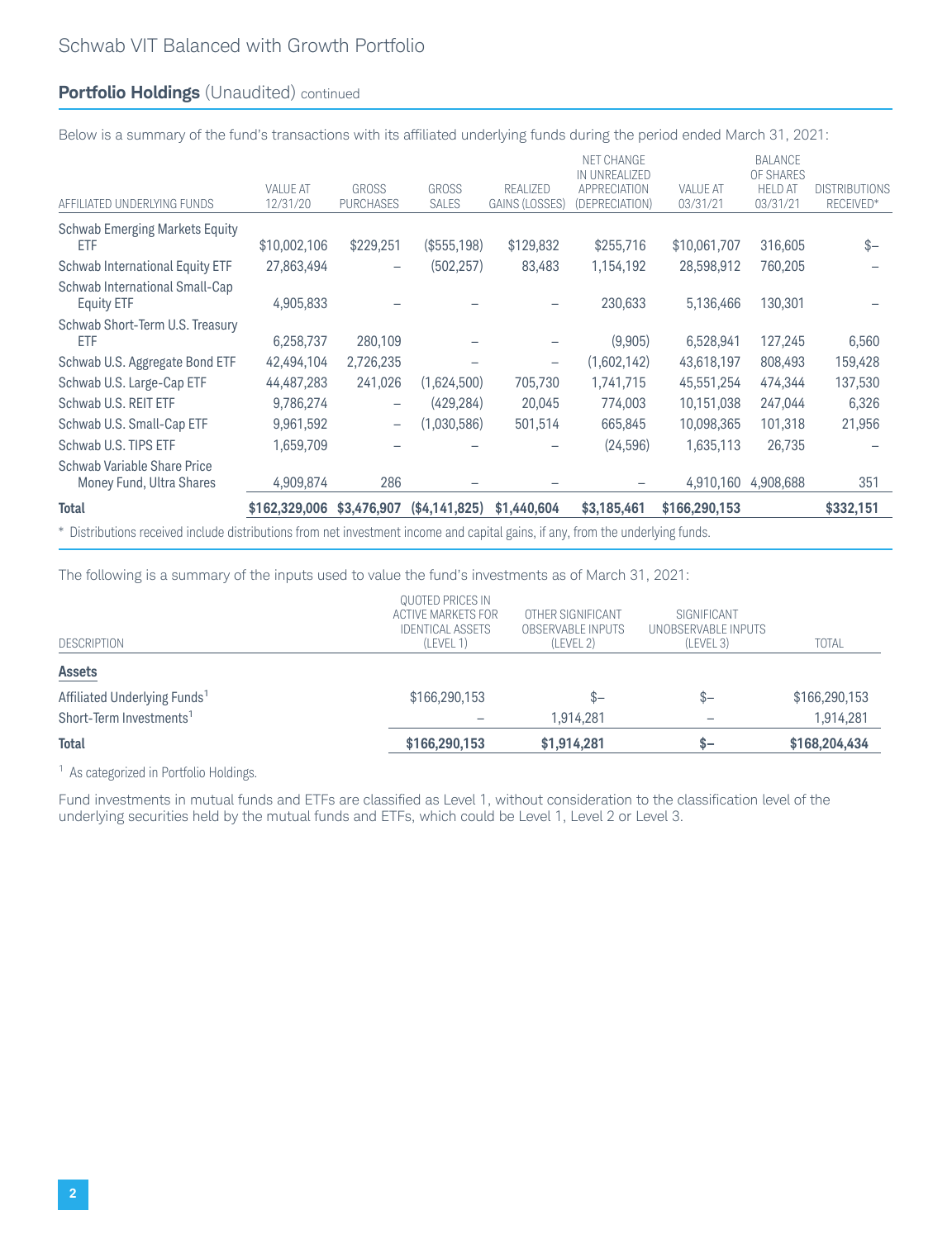Schwab VIT Balanced with Growth Portfolio

## Portfolio Holdings (Unaudited) continued

Below is a summary of the fund's transactions with its affiliated underlying funds during the period ended March 31, 2021:

| AFFILIATED UNDERLYING FUNDS | VALUE AT 12/31/20 | GROSS PURCHASES | GROSS SALES | REALIZED GAINS (LOSSES) | NET CHANGE IN UNREALIZED APPRECIATION (DEPRECIATION) | VALUE AT 03/31/21 | BALANCE OF SHARES HELD AT 03/31/21 | DISTRIBUTIONS RECEIVED* |
|---|---|---|---|---|---|---|---|---|
| Schwab Emerging Markets Equity ETF | $10,002,106 | $229,251 | ($555,198) | $129,832 | $255,716 | $10,061,707 | 316,605 | $– |
| Schwab International Equity ETF | 27,863,494 | – | (502,257) | 83,483 | 1,154,192 | 28,598,912 | 760,205 | – |
| Schwab International Small-Cap Equity ETF | 4,905,833 | – | – | – | 230,633 | 5,136,466 | 130,301 | – |
| Schwab Short-Term U.S. Treasury ETF | 6,258,737 | 280,109 | – | – | (9,905) | 6,528,941 | 127,245 | 6,560 |
| Schwab U.S. Aggregate Bond ETF | 42,494,104 | 2,726,235 | – | – | (1,602,142) | 43,618,197 | 808,493 | 159,428 |
| Schwab U.S. Large-Cap ETF | 44,487,283 | 241,026 | (1,624,500) | 705,730 | 1,741,715 | 45,551,254 | 474,344 | 137,530 |
| Schwab U.S. REIT ETF | 9,786,274 | – | (429,284) | 20,045 | 774,003 | 10,151,038 | 247,044 | 6,326 |
| Schwab U.S. Small-Cap ETF | 9,961,592 | – | (1,030,586) | 501,514 | 665,845 | 10,098,365 | 101,318 | 21,956 |
| Schwab U.S. TIPS ETF | 1,659,709 | – | – | – | (24,596) | 1,635,113 | 26,735 | – |
| Schwab Variable Share Price Money Fund, Ultra Shares | 4,909,874 | 286 | – | – | – | 4,910,160 | 4,908,688 | 351 |
| **Total** | **$162,329,006** | **$3,476,907** | **($4,141,825)** | **$1,440,604** | **$3,185,461** | **$166,290,153** | | **$332,151** |

\* Distributions received include distributions from net investment income and capital gains, if any, from the underlying funds.

The following is a summary of the inputs used to value the fund's investments as of March 31, 2021:

| DESCRIPTION | QUOTED PRICES IN ACTIVE MARKETS FOR IDENTICAL ASSETS (LEVEL 1) | OTHER SIGNIFICANT OBSERVABLE INPUTS (LEVEL 2) | SIGNIFICANT UNOBSERVABLE INPUTS (LEVEL 3) | TOTAL |
|---|---|---|---|---|
| **Assets** | | | | |
| Affiliated Underlying Funds[1] | $166,290,153 | $– | $– | $166,290,153 |
| Short-Term Investments[1] | – | 1,914,281 | – | 1,914,281 |
| **Total** | **$166,290,153** | **$1,914,281** | **$–** | **$168,204,434** |

[1] As categorized in Portfolio Holdings.

Fund investments in mutual funds and ETFs are classified as Level 1, without consideration to the classification level of the underlying securities held by the mutual funds and ETFs, which could be Level 1, Level 2 or Level 3.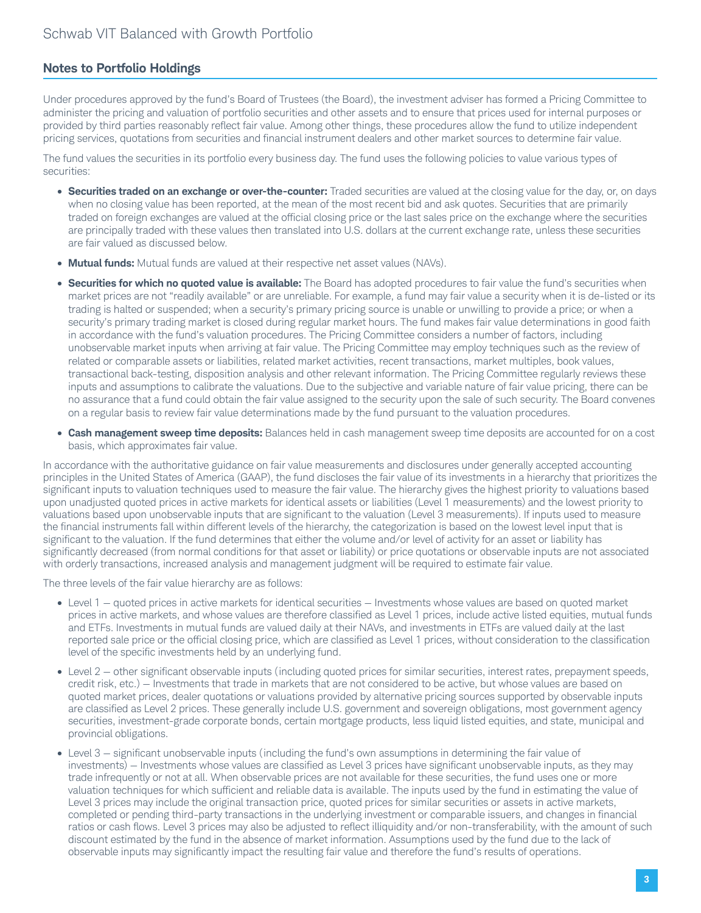## Notes to Portfolio Holdings

Under procedures approved by the fund's Board of Trustees (the Board), the investment adviser has formed a Pricing Committee to administer the pricing and valuation of portfolio securities and other assets and to ensure that prices used for internal purposes or provided by third parties reasonably reflect fair value. Among other things, these procedures allow the fund to utilize independent pricing services, quotations from securities and financial instrument dealers and other market sources to determine fair value.

The fund values the securities in its portfolio every business day. The fund uses the following policies to value various types of securities:

- **Securities traded on an exchange or over-the-counter:** Traded securities are valued at the closing value for the day, or, on days when no closing value has been reported, at the mean of the most recent bid and ask quotes. Securities that are primarily traded on foreign exchanges are valued at the official closing price or the last sales price on the exchange where the securities are principally traded with these values then translated into U.S. dollars at the current exchange rate, unless these securities are fair valued as discussed below.

- **Mutual funds:** Mutual funds are valued at their respective net asset values (NAVs).

- **Securities for which no quoted value is available:** The Board has adopted procedures to fair value the fund's securities when market prices are not "readily available" or are unreliable. For example, a fund may fair value a security when it is de-listed or its trading is halted or suspended; when a security's primary pricing source is unable or unwilling to provide a price; or when a security's primary trading market is closed during regular market hours. The fund makes fair value determinations in good faith in accordance with the fund's valuation procedures. The Pricing Committee considers a number of factors, including unobservable market inputs when arriving at fair value. The Pricing Committee may employ techniques such as the review of related or comparable assets or liabilities, related market activities, recent transactions, market multiples, book values, transactional back-testing, disposition analysis and other relevant information. The Pricing Committee regularly reviews these inputs and assumptions to calibrate the valuations. Due to the subjective and variable nature of fair value pricing, there can be no assurance that a fund could obtain the fair value assigned to the security upon the sale of such security. The Board convenes on a regular basis to review fair value determinations made by the fund pursuant to the valuation procedures.

- **Cash management sweep time deposits:** Balances held in cash management sweep time deposits are accounted for on a cost basis, which approximates fair value.

In accordance with the authoritative guidance on fair value measurements and disclosures under generally accepted accounting principles in the United States of America (GAAP), the fund discloses the fair value of its investments in a hierarchy that prioritizes the significant inputs to valuation techniques used to measure the fair value. The hierarchy gives the highest priority to valuations based upon unadjusted quoted prices in active markets for identical assets or liabilities (Level 1 measurements) and the lowest priority to valuations based upon unobservable inputs that are significant to the valuation (Level 3 measurements). If inputs used to measure the financial instruments fall within different levels of the hierarchy, the categorization is based on the lowest level input that is significant to the valuation. If the fund determines that either the volume and/or level of activity for an asset or liability has significantly decreased (from normal conditions for that asset or liability) or price quotations or observable inputs are not associated with orderly transactions, increased analysis and management judgment will be required to estimate fair value.

The three levels of the fair value hierarchy are as follows:

- Level 1 — quoted prices in active markets for identical securities — Investments whose values are based on quoted market prices in active markets, and whose values are therefore classified as Level 1 prices, include active listed equities, mutual funds and ETFs. Investments in mutual funds are valued daily at their NAVs, and investments in ETFs are valued daily at the last reported sale price or the official closing price, which are classified as Level 1 prices, without consideration to the classification level of the specific investments held by an underlying fund.

- Level 2 — other significant observable inputs (including quoted prices for similar securities, interest rates, prepayment speeds, credit risk, etc.) — Investments that trade in markets that are not considered to be active, but whose values are based on quoted market prices, dealer quotations or valuations provided by alternative pricing sources supported by observable inputs are classified as Level 2 prices. These generally include U.S. government and sovereign obligations, most government agency securities, investment-grade corporate bonds, certain mortgage products, less liquid listed equities, and state, municipal and provincial obligations.

- Level 3 — significant unobservable inputs (including the fund's own assumptions in determining the fair value of investments) — Investments whose values are classified as Level 3 prices have significant unobservable inputs, as they may trade infrequently or not at all. When observable prices are not available for these securities, the fund uses one or more valuation techniques for which sufficient and reliable data is available. The inputs used by the fund in estimating the value of Level 3 prices may include the original transaction price, quoted prices for similar securities or assets in active markets, completed or pending third-party transactions in the underlying investment or comparable issuers, and changes in financial ratios or cash flows. Level 3 prices may also be adjusted to reflect illiquidity and/or non-transferability, with the amount of such discount estimated by the fund in the absence of market information. Assumptions used by the fund due to the lack of observable inputs may significantly impact the resulting fair value and therefore the fund's results of operations.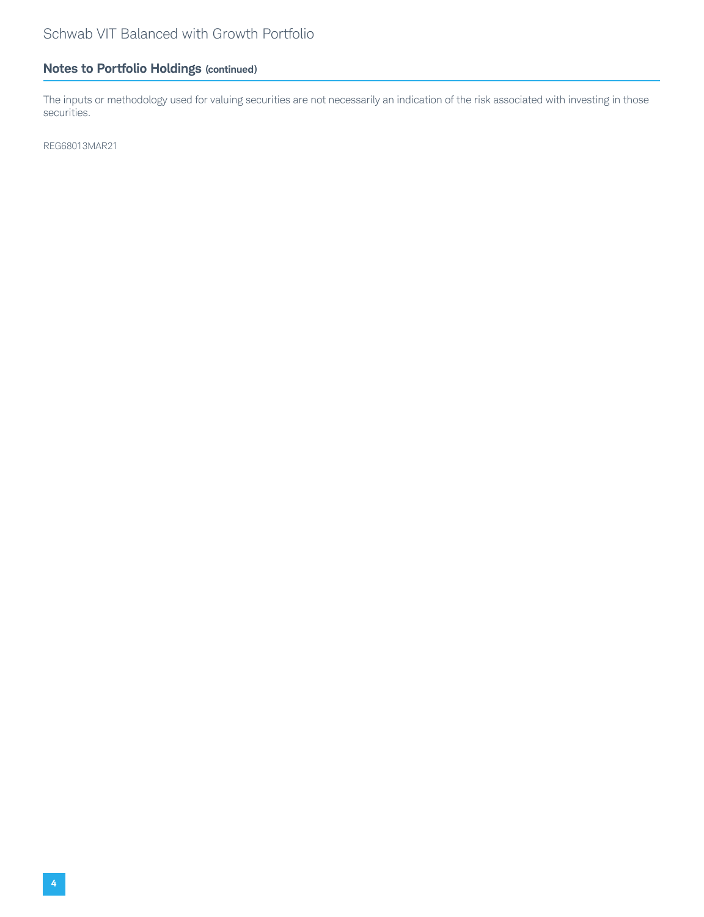## Notes to Portfolio Holdings (continued)

The inputs or methodology used for valuing securities are not necessarily an indication of the risk associated with investing in those securities.

REG68013MAR21